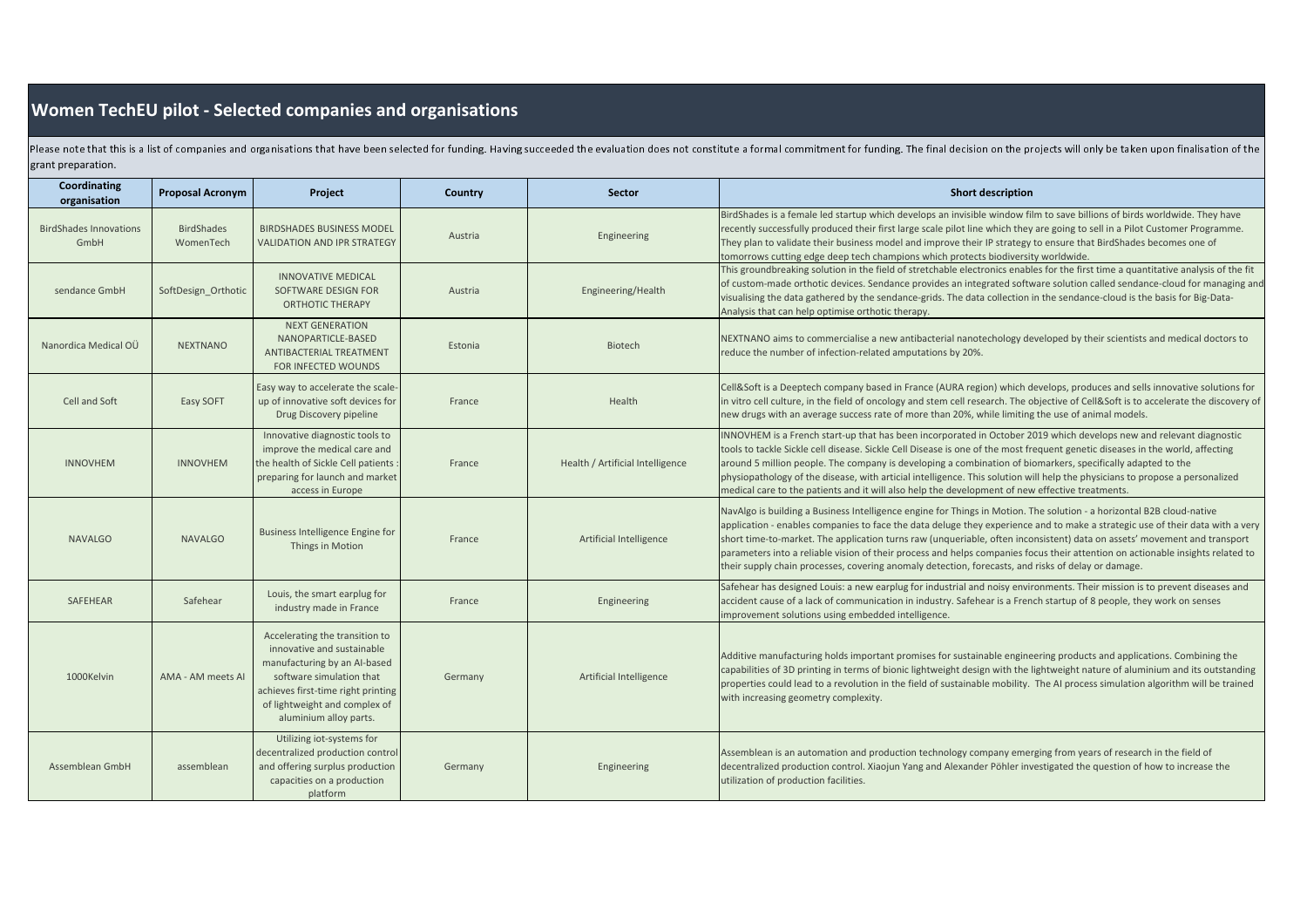# Women TechEU pilot - Selected companies and organisations

Please note that this is a list of companies and organisations that have been selected for funding. Having succeeded the evaluation does not constitute a formal commitment for funding. The final decision on the projects will only be taken upon finalisation of the grant preparation.

| Coordinating organisation | Proposal Acronym | Project | Country | Sector | Short description |
|---|---|---|---|---|---|
| BirdShades Innovations GmbH | BirdShades WomenTech | BIRDSHADES BUSINESS MODEL VALIDATION AND IPR STRATEGY | Austria | Engineering | BirdShades is a female led startup which develops an invisible window film to save billions of birds worldwide. They have recently successfully produced their first large scale pilot line which they are going to sell in a Pilot Customer Programme. They plan to validate their business model and improve their IP strategy to ensure that BirdShades becomes one of tomorrows cutting edge deep tech champions which protects biodiversity worldwide. |
| sendance GmbH | SoftDesign_Orthotic | INNOVATIVE MEDICAL SOFTWARE DESIGN FOR ORTHOTIC THERAPY | Austria | Engineering/Health | This groundbreaking solution in the field of stretchable electronics enables for the first time a quantitative analysis of the fit of custom-made orthotic devices. Sendance provides an integrated software solution called sendance-cloud for managing and visualising the data gathered by the sendance-grids. The data collection in the sendance-cloud is the basis for Big-Data-Analysis that can help optimise orthotic therapy. |
| Nanordica Medical OÜ | NEXTNANO | NEXT GENERATION NANOPARTICLE-BASED ANTIBACTERIAL TREATMENT FOR INFECTED WOUNDS | Estonia | Biotech | NEXTNANO aims to commercialise a new antibacterial nanotechology developed by their scientists and medical doctors to reduce the number of infection-related amputations by 20%. |
| Cell and Soft | Easy SOFT | Easy way to accelerate the scale-up of innovative soft devices for Drug Discovery pipeline | France | Health | Cell&Soft is a Deeptech company based in France (AURA region) which develops, produces and sells innovative solutions for in vitro cell culture, in the field of oncology and stem cell research. The objective of Cell&Soft is to accelerate the discovery of new drugs with an average success rate of more than 20%, while limiting the use of animal models. |
| INNOVHEM | INNOVHEM | Innovative diagnostic tools to improve the medical care and the health of Sickle Cell patients : preparing for launch and market access in Europe | France | Health / Artificial Intelligence | INNOVHEM is a French start-up that has been incorporated in October 2019 which develops new and relevant diagnostic tools to tackle Sickle cell disease. Sickle Cell Disease is one of the most frequent genetic diseases in the world, affecting around 5 million people. The company is developing a combination of biomarkers, specifically adapted to the physiopathology of the disease, with articial intelligence. This solution will help the physicians to propose a personalized medical care to the patients and it will also help the development of new effective treatments. |
| NAVALGO | NAVALGO | Business Intelligence Engine for Things in Motion | France | Artificial Intelligence | NavAlgo is building a Business Intelligence engine for Things in Motion. The solution - a horizontal B2B cloud-native application - enables companies to face the data deluge they experience and to make a strategic use of their data with a very short time-to-market. The application turns raw (unqueriable, often inconsistent) data on assets' movement and transport parameters into a reliable vision of their process and helps companies focus their attention on actionable insights related to their supply chain processes, covering anomaly detection, forecasts, and risks of delay or damage. |
| SAFEHEAR | Safehear | Louis, the smart earplug for industry made in France | France | Engineering | Safehear has designed Louis: a new earplug for industrial and noisy environments. Their mission is to prevent diseases and accident cause of a lack of communication in industry. Safehear is a French startup of 8 people, they work on senses improvement solutions using embedded intelligence. |
| 1000Kelvin | AMA - AM meets AI | Accelerating the transition to innovative and sustainable manufacturing by an AI-based software simulation that achieves first-time right printing of lightweight and complex of aluminium alloy parts. | Germany | Artificial Intelligence | Additive manufacturing holds important promises for sustainable engineering products and applications. Combining the capabilities of 3D printing in terms of bionic lightweight design with the lightweight nature of aluminium and its outstanding properties could lead to a revolution in the field of sustainable mobility. The AI process simulation algorithm will be trained with increasing geometry complexity. |
| Assemblean GmbH | assemblean | Utilizing iot-systems for decentralized production control and offering surplus production capacities on a production platform | Germany | Engineering | Assemblean is an automation and production technology company emerging from years of research in the field of decentralized production control. Xiaojun Yang and Alexander Pöhler investigated the question of how to increase the utilization of production facilities. |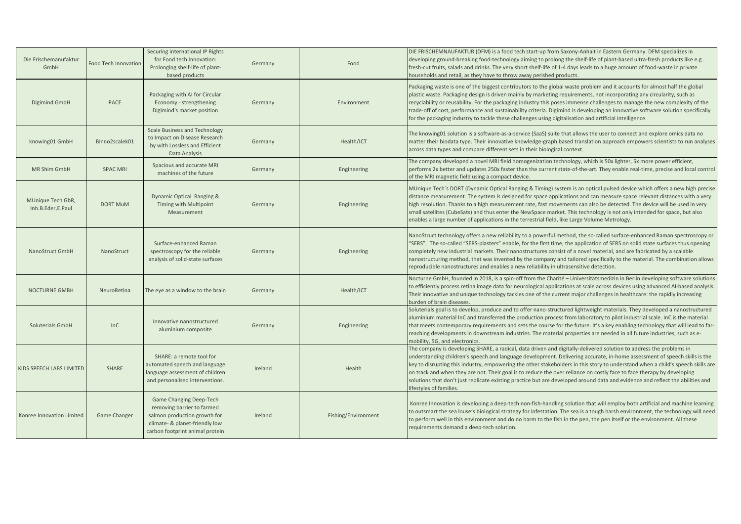| | | | | | |
|---|---|---|---|---|---|
| Die Frischemanufaktur GmbH | Food Tech Innovation | Securing international IP Rights for Food tech Innovation: Prolonging shelf-life of plant-based products | Germany | Food | DIE FRISCHEMNAUFAKTUR (DFM) is a food tech start-up from Saxony-Anhalt in Eastern Germany. DFM specializes in developing ground-breaking food-technology aiming to prolong the shelf-life of plant-based ultra-fresh products like e.g. fresh-cut fruits, salads and drinks. The very short shelf-life of 1-4 days leads to a huge amount of food-waste in private households and retail, as they have to throw away perished products. |
| Digimind GmbH | PACE | Packaging with AI for Circular Economy - strengthening Digimind's market position | Germany | Environment | Packaging waste is one of the biggest contributors to the global waste problem and it accounts for almost half the global plastic waste. Packaging design is driven mainly by marketing requirements, not incorporating any circularity, such as recyclability or reusability. For the packaging industry this poses immense challenges to manage the new complexity of the trade-off of cost, performance and sustainability criteria. Digimind is developing an innovative software solution specifically for the packaging industry to tackle these challenges using digitalisation and artificial intelligence. |
| knowing01 GmbH | BInno2scalek01 | Scale Business and Technology to Impact on Disease Research by with Lossless and Efficient Data Analysis | Germany | Health/ICT | The knowing01 solution is a software-as-a-service (SaaS) suite that allows the user to connect and explore omics data no matter their biodata type. Their innovative knowledge-graph based translation approach empowers scientists to run analyses across data types and compare different sets in their biological context. |
| MR Shim GmbH | SPAC MRI | Spacious and accurate MRI machines of the future | Germany | Engineering | The company developed a novel MRI field homogenization technology, which is 50x lighter, 5x more power efficient, performs 2x better and updates 250x faster than the current state-of-the-art. They enable real-time, precise and local control of the MRI magnetic field using a compact device. |
| MUnique Tech GbR, Inh.B.Eder,E.Paul | DORT MuM | Dynamic Optical Ranging & Timing with Multipoint Measurement | Germany | Engineering | MUnique Tech`s DORT (Dynamic Optical Ranging & Timing) system is an optical pulsed device which offers a new high precise distance measurement. The system is designed for space applications and can measure space relevant distances with a very high resolution. Thanks to a high measurement rate, fast movements can also be detected. The device will be used in very small satellites (CubeSats) and thus enter the NewSpace market. This technology is not only intended for space, but also enables a large number of applications in the terrestrial field, like Large Volume Metrology. |
| NanoStruct GmbH | NanoStruct | Surface-enhanced Raman spectroscopy for the reliable analysis of solid-state surfaces | Germany | Engineering | NanoStruct technology offers a new reliability to a powerful method, the so-called surface-enhanced Raman spectroscopy or "SERS". The so-called "SERS-plasters" enable, for the first time, the application of SERS on solid state surfaces thus opening completely new industrial markets. Their nanostructures consist of a novel material, and are fabricated by a scalable nanostructuring method, that was invented by the company and tailored specifically to the material. The combination allows reproducible nanostructures and enables a new reliability in ultrasensitive detection. |
| NOCTURNE GMBH | NeuroRetina | The eye as a window to the brain | Germany | Health/ICT | Nocturne GmbH, founded in 2018, is a spin-off from the Charité – Universitätsmedizin in Berlin developing software solutions to efficiently process retina image data for neurological applications at scale across devices using advanced AI-based analysis. Their innovative and unique technology tackles one of the current major challenges in healthcare: the rapidly increasing burden of brain diseases. |
| Soluterials GmbH | InC | Innovative nanostructured aluminium composite | Germany | Engineering | Soluterials goal is to develop, produce and to offer nano-structured lightweight materials. They developed a nanostructured aluminium material InC and transferred the production process from laboratory to pilot industrial scale. InC is the material that meets contemporary requirements and sets the course for the future. It's a key enabling technology that will lead to far-reaching developments in downstream industries. The material properties are needed in all future industries, such as e-mobility, 5G, and electronics. |
| KIDS SPEECH LABS LIMITED | SHARE | SHARE: a remote tool for automated speech and language language assessment of children and personalised interventions. | Ireland | Health | The company is developing SHARE, a radical, data driven and digitally-delivered solution to address the problems in understanding children's speech and language development. Delivering accurate, in-home assessment of speech skills is the key to disrupting this industry, empowering the other stakeholders in this story to understand when a child's speech skills are on track and when they are not. Their goal is to reduce the over reliance on costly face to face therapy by developing solutions that don't just replicate existing practice but are developed around data and evidence and reflect the abilities and lifestyles of families. |
| Konree Innovation Limited | Game Changer | Game Changing Deep-Tech removing barrier to farmed salmon production growth for climate- & planet-friendly low carbon footprint animal protein | Ireland | Fishing/Environment | Konree Innovation is developing a deep-tech non-fish-handling solution that will employ both artificial and machine learning to outsmart the sea louse's biological strategy for infestation. The sea is a tough harsh environment, the technology will need to perform well in this environment and do no harm to the fish in the pen, the pen itself or the environment. All these requirements demand a deep-tech solution. |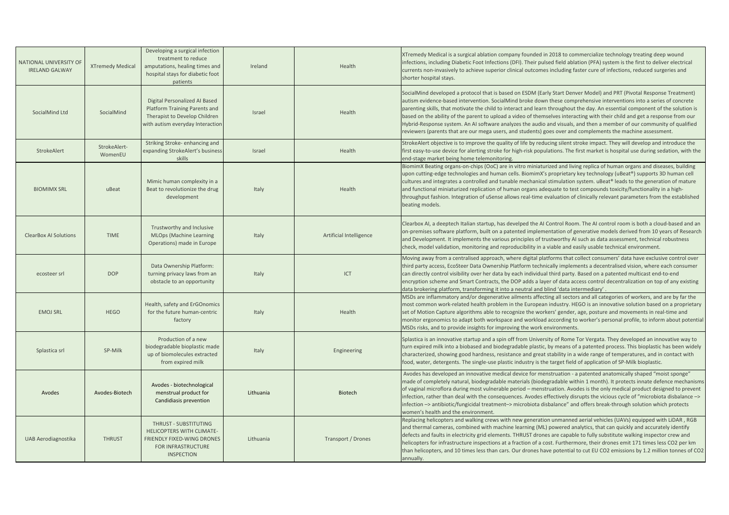| | | | | | |
|---|---|---|---|---|---|
| NATIONAL UNIVERSITY OF IRELAND GALWAY | XTremedy Medical | Developing a surgical infection treatment to reduce amputations, healing times and hospital stays for diabetic foot patients | Ireland | Health | XTremedy Medical is a surgical ablation company founded in 2018 to commercialize technology treating deep wound infections, including Diabetic Foot Infections (DFI). Their pulsed field ablation (PFA) system is the first to deliver electrical currents non-invasively to achieve superior clinical outcomes including faster cure of infections, reduced surgeries and shorter hospital stays. |
| SocialMind Ltd | SocialMind | Digital Personalized AI Based Platform Training Parents and Therapist to Develop Children with autism everyday Interaction | Israel | Health | SocialMind developed a protocol that is based on ESDM (Early Start Denver Model) and PRT (Pivotal Response Treatment) autism evidence-based intervention. SocialMind broke down these comprehensive interventions into a series of concrete parenting skills, that motivate the child to interact and learn throughout the day. An essential component of the solution is based on the ability of the parent to upload a video of themselves interacting with their child and get a response from our Hybrid-Response system. An AI software analyzes the audio and visuals, and then a member of our community of qualified reviewers (parents that are our mega users, and students) goes over and complements the machine assessment. |
| StrokeAlert | StrokeAlert-WomenEU | Striking Stroke- enhancing and expanding StrokeAlert's business skills | Israel | Health | StrokeAlert objective is to improve the quality of life by reducing silent stroke impact. They will develop and introduce the first easy-to-use device for alerting stroke for high-risk populations. The first market is hospital use during sedation, with the end-stage market being home telemonitoring. |
| BIOMIMX SRL | uBeat | Mimic human complexity in a Beat to revolutionize the drug development | Italy | Health | BiomimX Beating organs-on-chips (OoC) are in vitro miniaturized and living replica of human organs and diseases, building upon cutting-edge technologies and human cells. BiomimX's proprietary key technology (uBeat®) supports 3D human cell cultures and integrates a controlled and tunable mechanical stimulation system. uBeat® leads to the generation of mature and functional miniaturized replication of human organs adequate to test compounds toxicity/functionality in a high-throughput fashion. Integration of uSense allows real-time evaluation of clinically relevant parameters from the established beating models. |
| ClearBox AI Solutions | TIME | Trustworthy and Inclusive MLOps (Machine Learning Operations) made in Europe | Italy | Artificial Intelligence | Clearbox AI, a deeptech Italian startup, has develped the AI Control Room. The AI control room is both a cloud-based and an on-premises software platform, built on a patented implementation of generative models derived from 10 years of Research and Development. It implements the various principles of trustworthy AI such as data assessment, technical robustness check, model validation, monitoring and reproducibility in a viable and easily usable technical environment. |
| ecosteer srl | DOP | Data Ownership Platform: turning privacy laws from an obstacle to an opportunity | Italy | ICT | Moving away from a centralised approach, where digital platforms that collect consumers' data have exclusive control over third party access, EcoSteer Data Ownership Platform technically implements a decentralised vision, where each consumer can directly control visibility over her data by each individual third party. Based on a patented multicast end-to-end encryption scheme and Smart Contracts, the DOP adds a layer of data access control decentralization on top of any existing data brokering platform, transforming it into a neutral and blind 'data intermediary' . |
| EMOJ SRL | HEGO | Health, safety and ErGOnomics for the future human-centric factory | Italy | Health | MSDs are inflammatory and/or degenerative ailments affecting all sectors and all categories of workers, and are by far the most common work-related health problem in the European industry. HEGO is an innovative solution based on a proprietary set of Motion Capture algorithms able to recognize the workers' gender, age, posture and movements in real-time and monitor ergonomics to adapt both workspace and workload according to worker's personal profile, to inform about potential MSDs risks, and to provide insights for improving the work environments. |
| Splastica srl | SP-Milk | Production of a new biodegradable bioplastic made up of biomolecules extracted from expired milk | Italy | Engineering | Splastica is an innovative startup and a spin off from University of Rome Tor Vergata. They developed an innovative way to turn expired milk into a biobased and biodegradable plastic, by means of a patented process. This bioplastic has been widely characterized, showing good hardness, resistance and great stability in a wide range of temperatures, and in contact with food, water, detergents. The single-use plastic industry is the target field of application of SP-Milk bioplastic. |
| Avodes | Avodes-Biotech | Avodes - biotechnological menstrual product for Candidiasis prevention | Lithuania | Biotech | Avodes has developed an innovative medical device for menstruation - a patented anatomically shaped "moist sponge" made of completely natural, biodegradable materials (biodegradable within 1 month). It protects innate defence mechanisms of vaginal microflora during most vulnerable period – menstruation. Avodes is the only medical product designed to prevent infection, rather than deal with the consequences. Avodes effectively disrupts the vicious cycle of "microbiota disbalance –> infection –> antibiotic/fungicidal treatment–> microbiota disbalance" and offers break-through solution which protects women's health and the environment. |
| UAB Aerodiagnostika | THRUST | THRUST - SUBSTITUTING HELICOPTERS WITH CLIMATE-FRIENDLY FIXED-WING DRONES FOR INFRASTRUCTURE INSPECTION | Lithuania | Transport / Drones | Replacing helicopters and walking crews with new generation unmanned aerial vehicles (UAVs) equipped with LiDAR , RGB and thermal cameras, combined with machine learning (ML) powered analytics, that can quickly and accurately identify defects and faults in electricity grid elements. THRUST drones are capable to fully substitute walking inspector crew and helicopters for infrastructure inspections at a fraction of a cost. Furthermore, their drones emit 171 times less CO2 per km than helicopters, and 10 times less than cars. Our drones have potential to cut EU CO2 emissions by 1.2 million tonnes of CO2 annually. |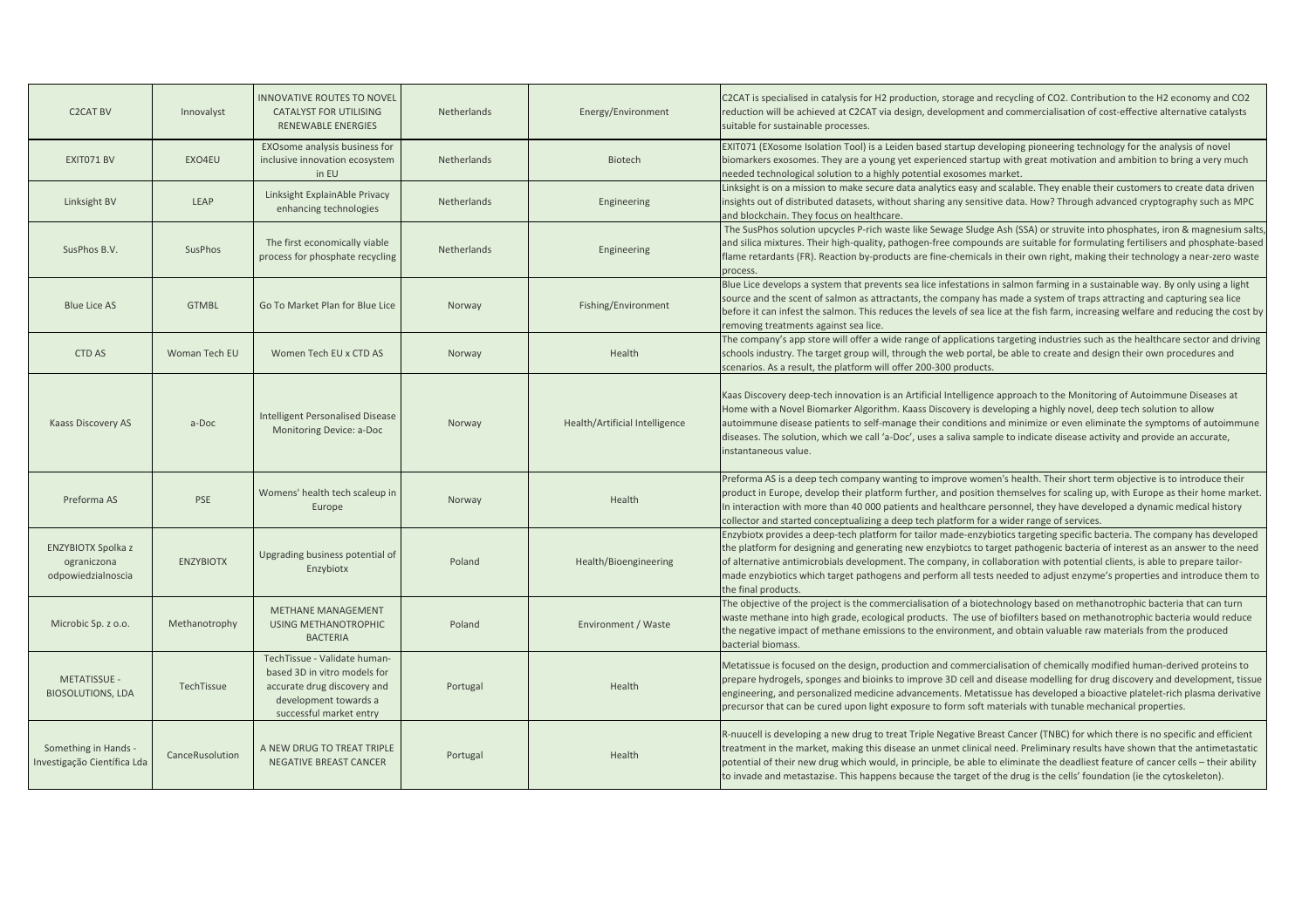| | | | | | |
|---|---|---|---|---|---|
| C2CAT BV | Innovalyst | INNOVATIVE ROUTES TO NOVEL CATALYST FOR UTILISING RENEWABLE ENERGIES | Netherlands | Energy/Environment | C2CAT is specialised in catalysis for H2 production, storage and recycling of CO2. Contribution to the H2 economy and CO2 reduction will be achieved at C2CAT via design, development and commercialisation of cost-effective alternative catalysts suitable for sustainable processes. |
| EXIT071 BV | EXO4EU | EXOsome analysis business for inclusive innovation ecosystem in EU | Netherlands | Biotech | EXIT071 (EXosome Isolation Tool) is a Leiden based startup developing pioneering technology for the analysis of novel biomarkers exosomes. They are a young yet experienced startup with great motivation and ambition to bring a very much needed technological solution to a highly potential exosomes market. |
| Linksight BV | LEAP | Linksight ExplainAble Privacy enhancing technologies | Netherlands | Engineering | Linksight is on a mission to make secure data analytics easy and scalable. They enable their customers to create data driven insights out of distributed datasets, without sharing any sensitive data. How? Through advanced cryptography such as MPC and blockchain. They focus on healthcare. |
| SusPhos B.V. | SusPhos | The first economically viable process for phosphate recycling | Netherlands | Engineering | The SusPhos solution upcycles P-rich waste like Sewage Sludge Ash (SSA) or struvite into phosphates, iron & magnesium salts, and silica mixtures. Their high-quality, pathogen-free compounds are suitable for formulating fertilisers and phosphate-based flame retardants (FR). Reaction by-products are fine-chemicals in their own right, making their technology a near-zero waste process. |
| Blue Lice AS | GTMBL | Go To Market Plan for Blue Lice | Norway | Fishing/Environment | Blue Lice develops a system that prevents sea lice infestations in salmon farming in a sustainable way. By only using a light source and the scent of salmon as attractants, the company has made a system of traps attracting and capturing sea lice before it can infest the salmon. This reduces the levels of sea lice at the fish farm, increasing welfare and reducing the cost by removing treatments against sea lice. |
| CTD AS | Woman Tech EU | Women Tech EU x CTD AS | Norway | Health | The company's app store will offer a wide range of applications targeting industries such as the healthcare sector and driving schools industry. The target group will, through the web portal, be able to create and design their own procedures and scenarios. As a result, the platform will offer 200-300 products. |
| Kaass Discovery AS | a-Doc | Intelligent Personalised Disease Monitoring Device: a-Doc | Norway | Health/Artificial Intelligence | Kaas Discovery deep-tech innovation is an Artificial Intelligence approach to the Monitoring of Autoimmune Diseases at Home with a Novel Biomarker Algorithm. Kaass Discovery is developing a highly novel, deep tech solution to allow autoimmune disease patients to self-manage their conditions and minimize or even eliminate the symptoms of autoimmune diseases. The solution, which we call 'a-Doc', uses a saliva sample to indicate disease activity and provide an accurate, instantaneous value. |
| Preforma AS | PSE | Womens' health tech scaleup in Europe | Norway | Health | Preforma AS is a deep tech company wanting to improve women's health. Their short term objective is to introduce their product in Europe, develop their platform further, and position themselves for scaling up, with Europe as their home market. In interaction with more than 40 000 patients and healthcare personnel, they have developed a dynamic medical history collector and started conceptualizing a deep tech platform for a wider range of services. |
| ENZYBIOTX Spolka z ograniczona odpowiedzialnoscia | ENZYBIOTX | Upgrading business potential of Enzybiotx | Poland | Health/Bioengineering | Enzybiotx provides a deep-tech platform for tailor made-enzybiotics targeting specific bacteria. The company has developed the platform for designing and generating new enzybiotcs to target pathogenic bacteria of interest as an answer to the need of alternative antimicrobials development. The company, in collaboration with potential clients, is able to prepare tailor-made enzybiotics which target pathogens and perform all tests needed to adjust enzyme's properties and introduce them to the final products. |
| Microbic Sp. z o.o. | Methanotrophy | METHANE MANAGEMENT USING METHANOTROPHIC BACTERIA | Poland | Environment / Waste | The objective of the project is the commercialisation of a biotechnology based on methanotrophic bacteria that can turn waste methane into high grade, ecological products. The use of biofilters based on methanotrophic bacteria would reduce the negative impact of methane emissions to the environment, and obtain valuable raw materials from the produced bacterial biomass. |
| METATISSUE - BIOSOLUTIONS, LDA | TechTissue | TechTissue - Validate human-based 3D in vitro models for accurate drug discovery and development towards a successful market entry | Portugal | Health | Metatissue is focused on the design, production and commercialisation of chemically modified human-derived proteins to prepare hydrogels, sponges and bioinks to improve 3D cell and disease modelling for drug discovery and development, tissue engineering, and personalized medicine advancements. Metatissue has developed a bioactive platelet-rich plasma derivative precursor that can be cured upon light exposure to form soft materials with tunable mechanical properties. |
| Something in Hands - Investigação Científica Lda | CanceRusolution | A NEW DRUG TO TREAT TRIPLE NEGATIVE BREAST CANCER | Portugal | Health | R-nuucell is developing a new drug to treat Triple Negative Breast Cancer (TNBC) for which there is no specific and efficient treatment in the market, making this disease an unmet clinical need. Preliminary results have shown that the antimetastatic potential of their new drug which would, in principle, be able to eliminate the deadliest feature of cancer cells – their ability to invade and metastazise. This happens because the target of the drug is the cells' foundation (ie the cytoskeleton). |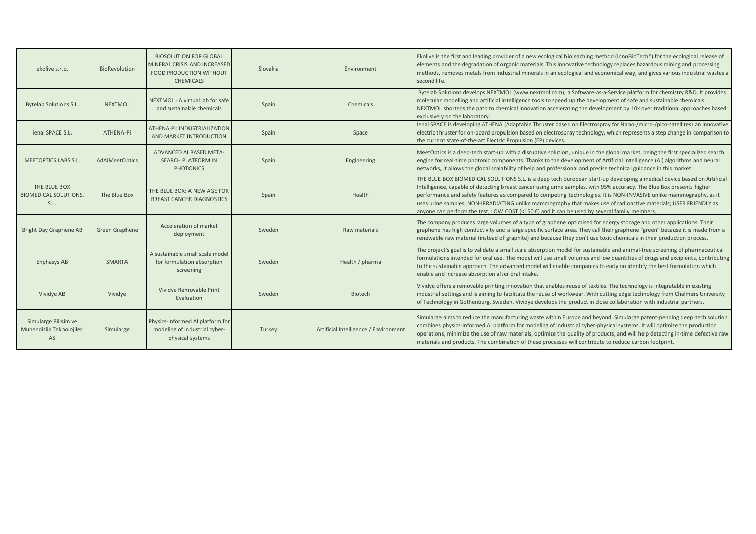| | | | | | |
|---|---|---|---|---|---|
| ekolive s.r.o. | BioRevolution | BIOSOLUTION FOR GLOBAL MINERAL CRISIS AND INCREASED FOOD PRODUCTION WITHOUT CHEMICALS | Slovakia | Environment | Ekolive is the first and leading provider of a new ecological bioleaching method (InnoBioTech®) for the ecological release of elements and the degradation of organic materials. This innovative technology replaces hazardous mining and processing methods, removes metals from industrial minerals in an ecological and economical way, and gives various industrial wastes a second life. |
| Bytelab Solutions S.L. | NEXTMOL | NEXTMOL - A virtual lab for safe and sustainable chemicals | Spain | Chemicals | Bytelab Solutions develops NEXTMOL (www.nextmol.com), a Software-as-a-Service platform for chemistry R&D. It provides molecular modelling and artificial intelligence tools to speed up the development of safe and sustainable chemicals. NEXTMOL shortens the path to chemical innovation accelerating the development by 10x over traditional approaches based exclusively on the laboratory. |
| ienai SPACE S.L. | ATHENA-Pi | ATHENA-Pi: INDUSTRIALIZATION AND MARKET INTRODUCTION | Spain | Space | Ienai SPACE is developing ATHENA (Adaptable Thruster based on Electrospray for Nano-/micro-/pico-satellites) an innovative electric thruster for on-board propulsion based on electrospray technology, which represents a step change in comparison to the current state-of-the-art Electric Propulsion (EP) devices. |
| MEETOPTICS LABS S.L. | AdAIMeetOptics | ADVANCED AI BASED META-SEARCH PLATFORM IN PHOTONICS | Spain | Engineering | MeetOptics is a deep-tech start-up with a disruptive solution, unique in the global market, being the first specialized search engine for real-time photonic components. Thanks to the development of Artificial Intelligence (AI) algorithms and neural networks, it allows the global scalability of help and professional and precise technical guidance in this market. |
| THE BLUE BOX BIOMEDICAL SOLUTIONS. S.L. | The Blue Box | THE BLUE BOX: A NEW AGE FOR BREAST CANCER DIAGNOSTICS | Spain | Health | THE BLUE BOX BIOMEDICAL SOLUTIONS S.L. is a deep tech European start-up developing a medical device based on Artificial Intelligence, capable of detecting breast cancer using urine samples, with 95% accuracy. The Blue Box presents higher performance and safety features as compared to competing technologies. It is NON-INVASIVE unlike mammography, as it uses urine samples; NON-IRRADIATING unlike mammography that makes use of radioactive materials; USER FRIENDLY as anyone can perform the test; LOW COST (<150 €) and it can be used by several family members. |
| Bright Day Graphene AB | Green Graphene | Acceleration of market deployment | Sweden | Raw materials | The company produces large volumes of a type of graphene optimised for energy storage and other applications. Their graphene has high conductivity and a large specific surface area. They call their graphene "green" because it is made from a renewable raw material (instead of graphite) and because they don't use toxic chemicals in their production process. |
| Enphasys AB | SMARTA | A sustainable small scale model for formulation absorption screening | Sweden | Health / pharma | The project's goal is to validate a small scale absorption model for sustainable and animal-free screening of pharmaceutical formulations intended for oral use. The model will use small volumes and low quantities of drugs and excipients, contributing to the sustainable approach. The advanced model will enable companies to early on identify the best formulation which enable and increase absorption after oral intake. |
| Vividye AB | Vividye | Vividye Removable Print Evaluation | Sweden | Biotech | Vividye offers a removable printing innovation that enables reuse of textiles. The technology is integratable in existing industrial settings and is aiming to facilitate the reuse of workwear. With cutting edge technology from Chalmers University of Technology in Gothenburg, Sweden, Vividye develops the product in close collaboration with industrial partners. |
| Simularge Bilisim ve Muhendislik Teknolojileri AS | Simularge | Physics-Informed AI platform for modeling of industrial cyber-physical systems | Turkey | Artificial Intelligence / Environment | Simularge aims to reduce the manufacturing waste within Europe and beyond. Simularge patent-pending deep-tech solution combines physics-Informed AI platform for modeling of industrial cyber-physical systems. It will optimize the production operations, minimize the use of raw materials, optimize the quality of products, and will help detecting in-time defective raw materials and products. The combination of these processes will contribute to reduce carbon footprint. |